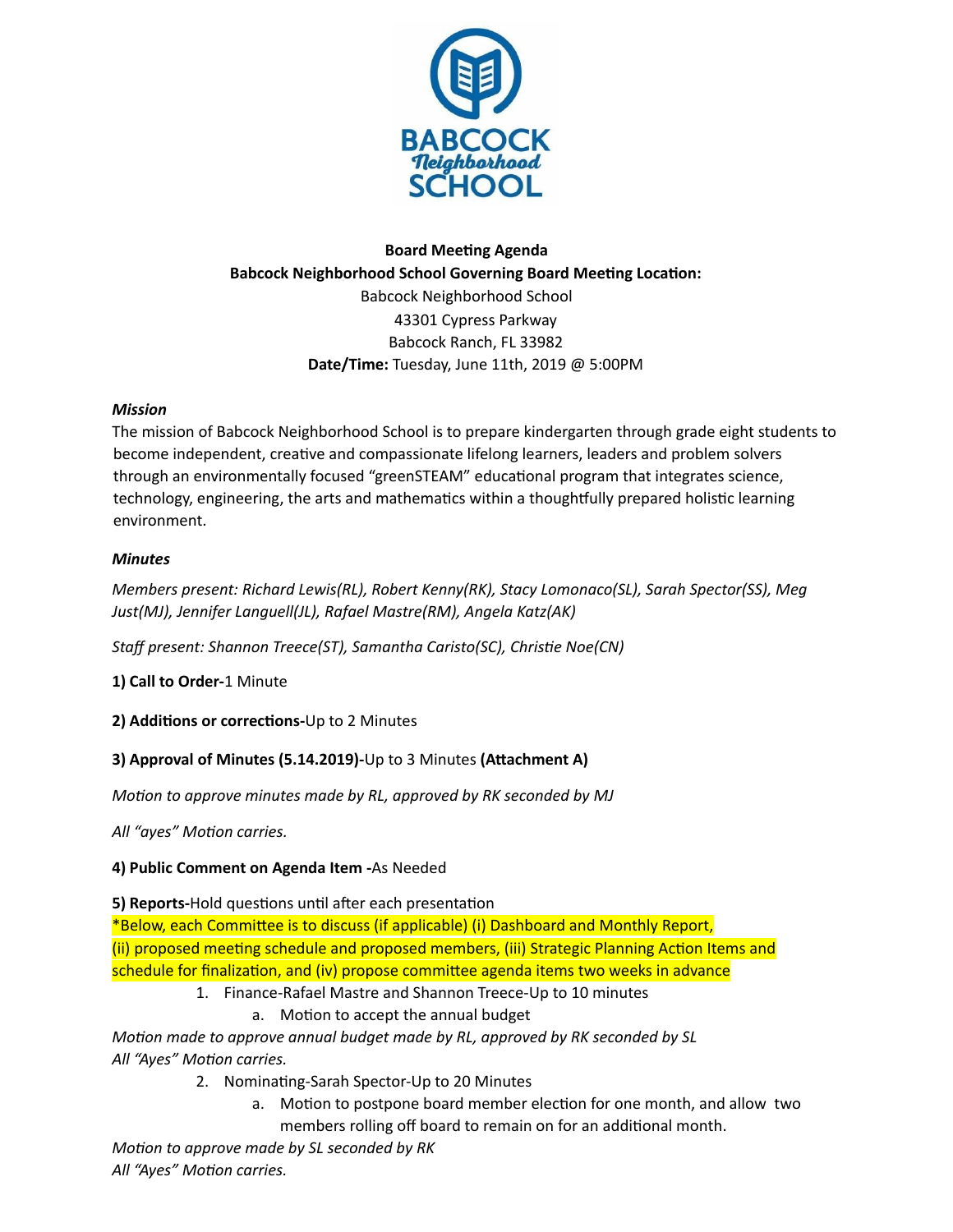**Board Meeting Agenda**

**Babcock Neighborhood School Governing Board Meeting Location:**

Babcock Neighborhood School
43301 Cypress Parkway
Babcock Ranch, FL 33982

**Date/Time:** Tuesday, June 11th, 2019 @ 5:00PM

***Mission***

The mission of Babcock Neighborhood School is to prepare kindergarten through grade eight students to become independent, creative and compassionate lifelong learners, leaders and problem solvers through an environmentally focused "greenSTEAM" educational program that integrates science, technology, engineering, the arts and mathematics within a thoughtfully prepared holistic learning environment.

***Minutes***

*Members present: Richard Lewis(RL), Robert Kenny(RK), Stacy Lomonaco(SL), Sarah Spector(SS), Meg Just(MJ), Jennifer Languell(JL), Rafael Mastre(RM), Angela Katz(AK)*

*Staff present: Shannon Treece(ST), Samantha Caristo(SC), Christie Noe(CN)*

**1) Call to Order-**1 Minute

**2) Additions or corrections-**Up to 2 Minutes

**3) Approval of Minutes (5.14.2019)-**Up to 3 Minutes **(Attachment A)**

*Motion to approve minutes made by RL, approved by RK seconded by MJ*

*All "ayes" Motion carries.*

**4) Public Comment on Agenda Item -**As Needed

**5) Reports-**Hold questions until after each presentation

*Below, each Committee is to discuss (if applicable) (i) Dashboard and Monthly Report, (ii) proposed meeting schedule and proposed members, (iii) Strategic Planning Action Items and schedule for finalization, and (iv) propose committee agenda items two weeks in advance

1. Finance-Rafael Mastre and Shannon Treece-Up to 10 minutes
    a. Motion to accept the annual budget

*Motion made to approve annual budget made by RL, approved by RK seconded by SL*
*All "Ayes" Motion carries.*

2. Nominating-Sarah Spector-Up to 20 Minutes
    a. Motion to postpone board member election for one month, and allow two members rolling off board to remain on for an additional month.

*Motion to approve made by SL seconded by RK*
*All "Ayes" Motion carries.*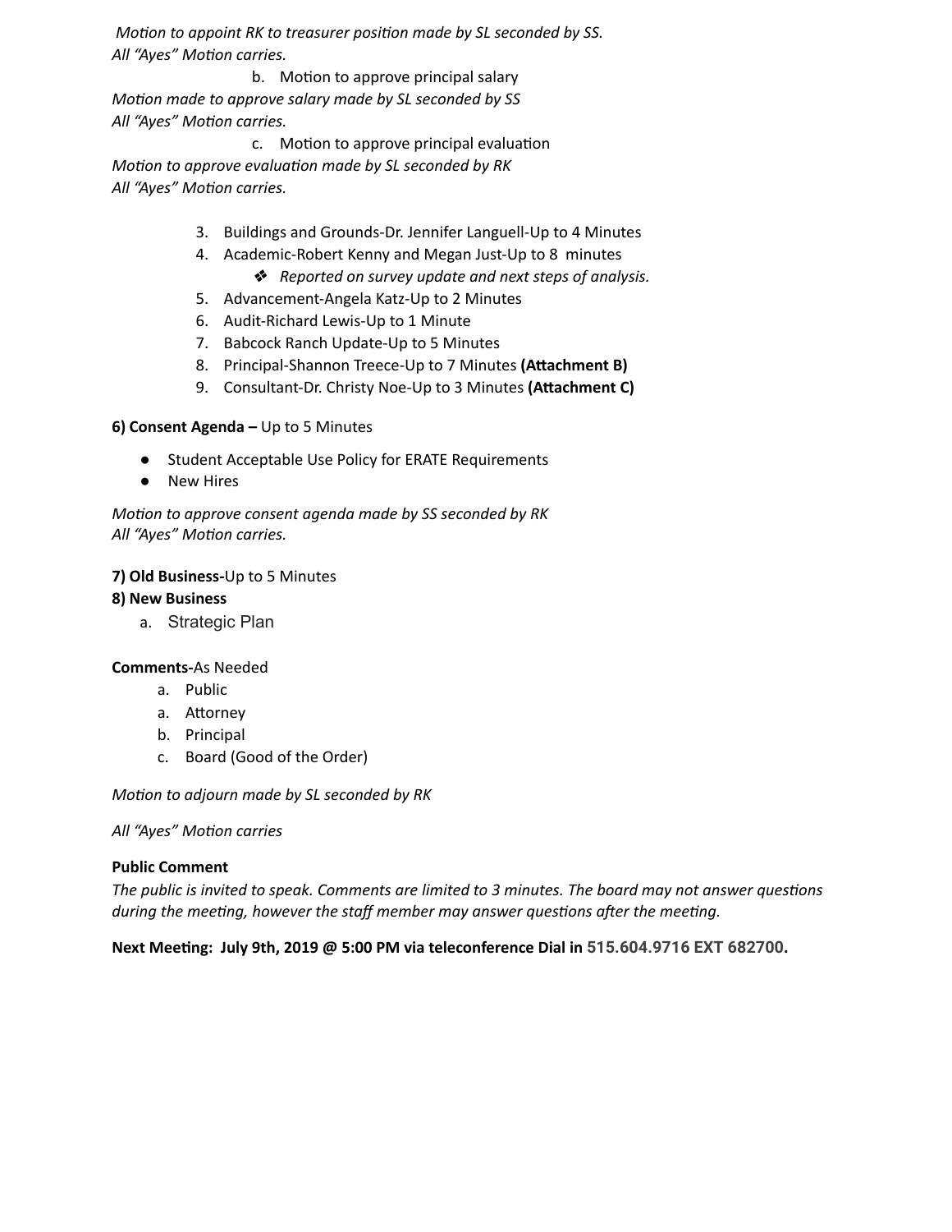*Motion to appoint RK to treasurer position made by SL seconded by SS.*
*All "Ayes" Motion carries.*

b. Motion to approve principal salary

*Motion made to approve salary made by SL seconded by SS*
*All "Ayes" Motion carries.*

c. Motion to approve principal evaluation

*Motion to approve evaluation made by SL seconded by RK*
*All "Ayes" Motion carries.*

3. Buildings and Grounds-Dr. Jennifer Languell-Up to 4 Minutes
4. Academic-Robert Kenny and Megan Just-Up to 8 minutes
   - *Reported on survey update and next steps of analysis.*
5. Advancement-Angela Katz-Up to 2 Minutes
6. Audit-Richard Lewis-Up to 1 Minute
7. Babcock Ranch Update-Up to 5 Minutes
8. Principal-Shannon Treece-Up to 7 Minutes **(Attachment B)**
9. Consultant-Dr. Christy Noe-Up to 3 Minutes **(Attachment C)**

**6) Consent Agenda –** Up to 5 Minutes

- Student Acceptable Use Policy for ERATE Requirements
- New Hires

*Motion to approve consent agenda made by SS seconded by RK*
*All "Ayes" Motion carries.*

**7) Old Business-**Up to 5 Minutes

**8) New Business**

a. Strategic Plan

**Comments-**As Needed

a. Public
a. Attorney
b. Principal
c. Board (Good of the Order)

*Motion to adjourn made by SL seconded by RK*

*All "Ayes" Motion carries*

**Public Comment**

*The public is invited to speak. Comments are limited to 3 minutes. The board may not answer questions during the meeting, however the staff member may answer questions after the meeting.*

**Next Meeting: July 9th, 2019 @ 5:00 PM via teleconference Dial in 515.604.9716 EXT 682700.**